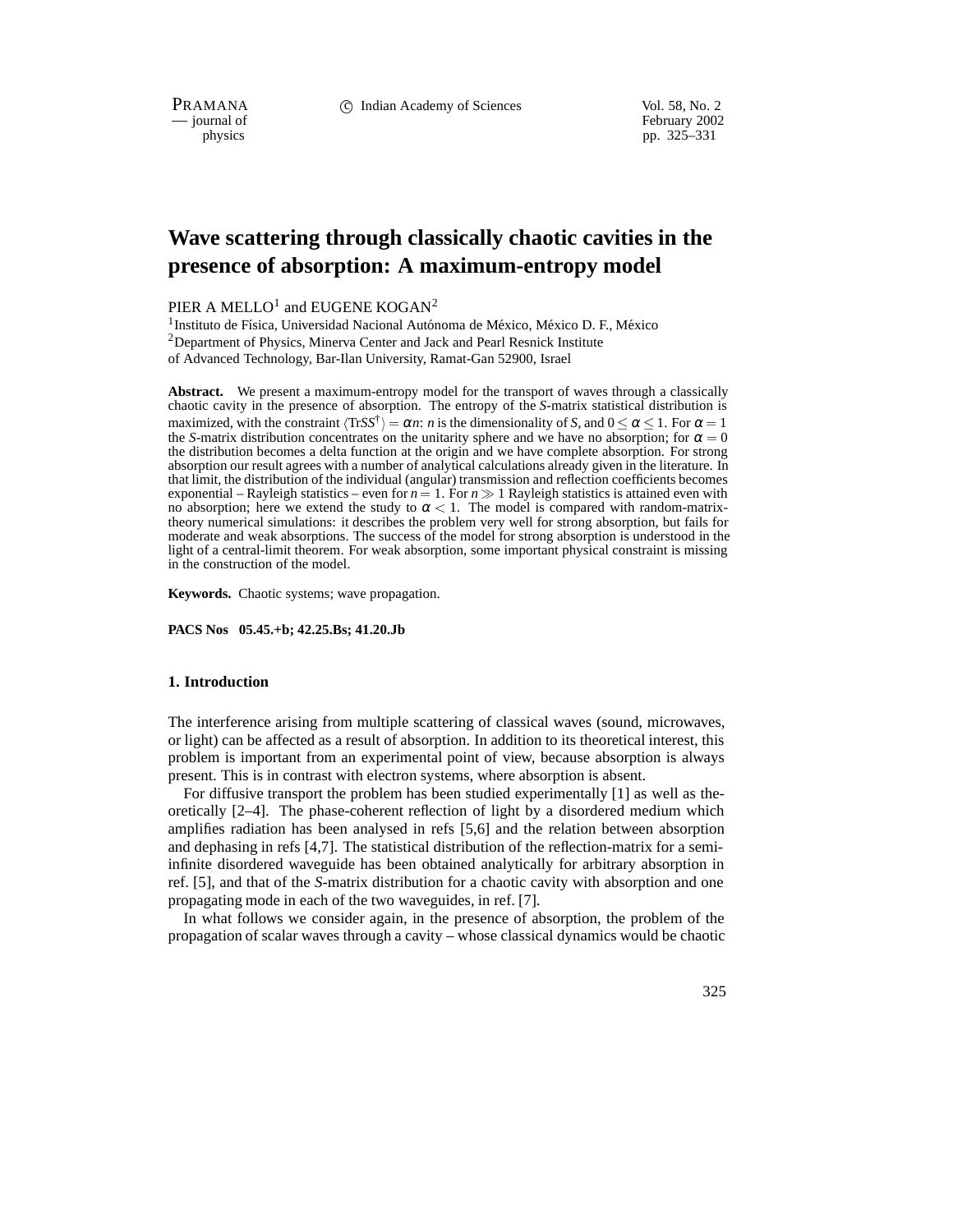# Wave scattering through classically chaotic cavities in the presence of absorption: A maximum-entropy model

PIER A MELLO[1] and EUGENE KOGAN[2]

[1]Instituto de Física, Universidad Nacional Autónoma de México, México D. F., México
[2]Department of Physics, Minerva Center and Jack and Pearl Resnick Institute of Advanced Technology, Bar-Ilan University, Ramat-Gan 52900, Israel

**Abstract.** We present a maximum-entropy model for the transport of waves through a classically chaotic cavity in the presence of absorption. The entropy of the *S*-matrix statistical distribution is maximized, with the constraint $\langle \mathrm{Tr} SS^{\dagger} \rangle = \alpha n$: $n$ is the dimensionality of $S$, and $0 \leq \alpha \leq 1$. For $\alpha = 1$ the *S*-matrix distribution concentrates on the unitarity sphere and we have no absorption; for $\alpha = 0$ the distribution becomes a delta function at the origin and we have complete absorption. For strong absorption our result agrees with a number of analytical calculations already given in the literature. In that limit, the distribution of the individual (angular) transmission and reflection coefficients becomes exponential – Rayleigh statistics – even for $n = 1$. For $n \gg 1$ Rayleigh statistics is attained even with no absorption; here we extend the study to $\alpha < 1$. The model is compared with random-matrix-theory numerical simulations: it describes the problem very well for strong absorption, but fails for moderate and weak absorptions. The success of the model for strong absorption is understood in the light of a central-limit theorem. For weak absorption, some important physical constraint is missing in the construction of the model.

**Keywords.** Chaotic systems; wave propagation.

**PACS Nos 05.45.+b; 42.25.Bs; 41.20.Jb**

## 1. Introduction

The interference arising from multiple scattering of classical waves (sound, microwaves, or light) can be affected as a result of absorption. In addition to its theoretical interest, this problem is important from an experimental point of view, because absorption is always present. This is in contrast with electron systems, where absorption is absent.

For diffusive transport the problem has been studied experimentally [1] as well as theoretically [2–4]. The phase-coherent reflection of light by a disordered medium which amplifies radiation has been analysed in refs [5,6] and the relation between absorption and dephasing in refs [4,7]. The statistical distribution of the reflection-matrix for a semi-infinite disordered waveguide has been obtained analytically for arbitrary absorption in ref. [5], and that of the *S*-matrix distribution for a chaotic cavity with absorption and one propagating mode in each of the two waveguides, in ref. [7].

In what follows we consider again, in the presence of absorption, the problem of the propagation of scalar waves through a cavity – whose classical dynamics would be chaotic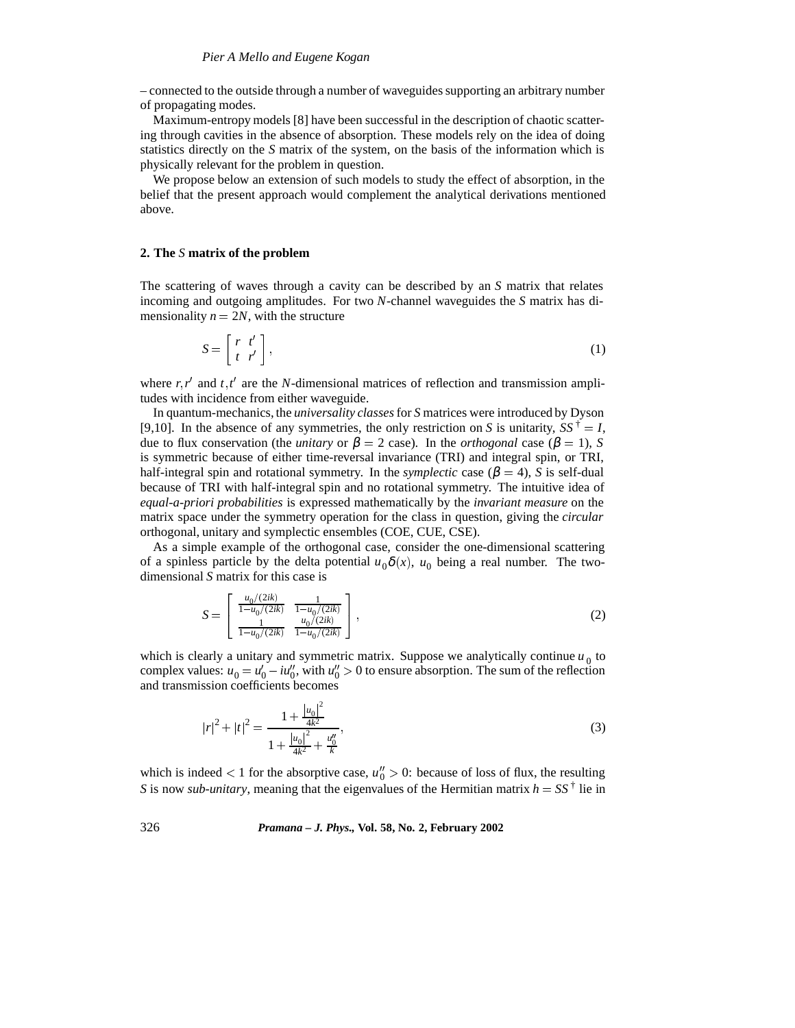– connected to the outside through a number of waveguides supporting an arbitrary number of propagating modes.

Maximum-entropy models [8] have been successful in the description of chaotic scattering through cavities in the absence of absorption. These models rely on the idea of doing statistics directly on the $S$ matrix of the system, on the basis of the information which is physically relevant for the problem in question.

We propose below an extension of such models to study the effect of absorption, in the belief that the present approach would complement the analytical derivations mentioned above.

## 2. The $S$ matrix of the problem

The scattering of waves through a cavity can be described by an $S$ matrix that relates incoming and outgoing amplitudes. For two $N$-channel waveguides the $S$ matrix has dimensionality $n = 2N$, with the structure

$$S = \begin{bmatrix} r & t' \\ t & r' \end{bmatrix}, \tag{1}$$

where $r, r'$ and $t, t'$ are the $N$-dimensional matrices of reflection and transmission amplitudes with incidence from either waveguide.

In quantum-mechanics, the *universality classes* for $S$ matrices were introduced by Dyson [9,10]. In the absence of any symmetries, the only restriction on $S$ is unitarity, $SS^\dagger = I$, due to flux conservation (the *unitary* or $\beta = 2$ case). In the *orthogonal* case ($\beta = 1$), $S$ is symmetric because of either time-reversal invariance (TRI) and integral spin, or TRI, half-integral spin and rotational symmetry. In the *symplectic* case ($\beta = 4$), $S$ is self-dual because of TRI with half-integral spin and no rotational symmetry. The intuitive idea of *equal-a-priori probabilities* is expressed mathematically by the *invariant measure* on the matrix space under the symmetry operation for the class in question, giving the *circular* orthogonal, unitary and symplectic ensembles (COE, CUE, CSE).

As a simple example of the orthogonal case, consider the one-dimensional scattering of a spinless particle by the delta potential $u_0 \delta(x)$, $u_0$ being a real number. The two-dimensional $S$ matrix for this case is

$$S = \begin{bmatrix} \frac{u_0/(2ik)}{1-u_0/(2ik)} & \frac{1}{1-u_0/(2ik)} \\ \frac{1}{1-u_0/(2ik)} & \frac{u_0/(2ik)}{1-u_0/(2ik)} \end{bmatrix}, \tag{2}$$

which is clearly a unitary and symmetric matrix. Suppose we analytically continue $u_0$ to complex values: $u_0 = u_0' - iu_0''$, with $u_0'' > 0$ to ensure absorption. The sum of the reflection and transmission coefficients becomes

$$|r|^2 + |t|^2 = \frac{1 + \frac{|u_0|^2}{4k^2}}{1 + \frac{|u_0|^2}{4k^2} + \frac{u_0''}{k}}, \tag{3}$$

which is indeed $< 1$ for the absorptive case, $u_0'' > 0$: because of loss of flux, the resulting $S$ is now *sub-unitary*, meaning that the eigenvalues of the Hermitian matrix $h = SS^\dagger$ lie in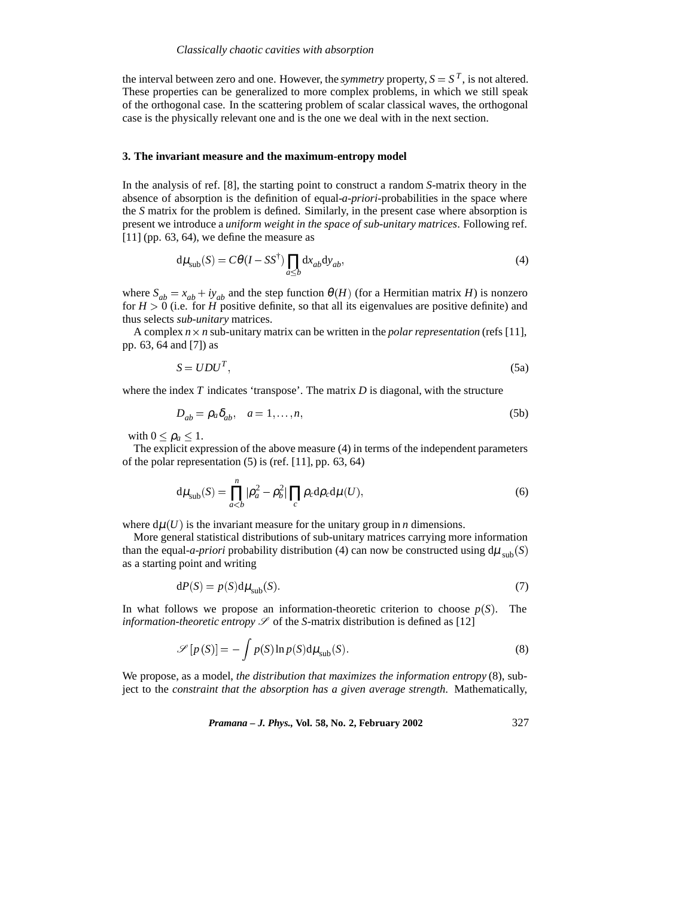the interval between zero and one. However, the *symmetry* property, $S = S^T$, is not altered. These properties can be generalized to more complex problems, in which we still speak of the orthogonal case. In the scattering problem of scalar classical waves, the orthogonal case is the physically relevant one and is the one we deal with in the next section.

## 3. The invariant measure and the maximum-entropy model

In the analysis of ref. [8], the starting point to construct a random *S*-matrix theory in the absence of absorption is the definition of equal-*a-priori*-probabilities in the space where the *S* matrix for the problem is defined. Similarly, in the present case where absorption is present we introduce a *uniform weight in the space of sub-unitary matrices*. Following ref. [11] (pp. 63, 64), we define the measure as

$$\mathrm{d}\mu_{\mathrm{sub}}(S) = C\theta(I - SS^{\dagger}) \prod_{a \leq b} \mathrm{d}x_{ab} \mathrm{d}y_{ab}, \tag{4}$$

where $S_{ab} = x_{ab} + iy_{ab}$ and the step function $\theta(H)$ (for a Hermitian matrix $H$) is nonzero for $H > 0$ (i.e. for $H$ positive definite, so that all its eigenvalues are positive definite) and thus selects *sub-unitary* matrices.

A complex $n \times n$ sub-unitary matrix can be written in the *polar representation* (refs [11], pp. 63, 64 and [7]) as

$$S = UDU^T, \tag{5a}$$

where the index $T$ indicates 'transpose'. The matrix $D$ is diagonal, with the structure

$$D_{ab} = \rho_a \delta_{ab}, \quad a = 1, \ldots, n, \tag{5b}$$

with $0 \leq \rho_a \leq 1$.

The explicit expression of the above measure (4) in terms of the independent parameters of the polar representation (5) is (ref. [11], pp. 63, 64)

$$\mathrm{d}\mu_{\mathrm{sub}}(S) = \prod_{a<b}^{n} |\rho_a^2 - \rho_b^2| \prod_c \rho_c \mathrm{d}\rho_c \mathrm{d}\mu(U), \tag{6}$$

where $\mathrm{d}\mu(U)$ is the invariant measure for the unitary group in $n$ dimensions.

More general statistical distributions of sub-unitary matrices carrying more information than the equal-*a-priori* probability distribution (4) can now be constructed using $\mathrm{d}\mu_{\mathrm{sub}}(S)$ as a starting point and writing

$$\mathrm{d}P(S) = p(S)\mathrm{d}\mu_{\mathrm{sub}}(S). \tag{7}$$

In what follows we propose an information-theoretic criterion to choose $p(S)$. The *information-theoretic entropy* $\mathscr{S}$ of the *S*-matrix distribution is defined as [12]

$$\mathscr{S}[p(S)] = -\int p(S) \ln p(S) \mathrm{d}\mu_{\mathrm{sub}}(S). \tag{8}$$

We propose, as a model, *the distribution that maximizes the information entropy* (8), subject to the *constraint that the absorption has a given average strength*. Mathematically,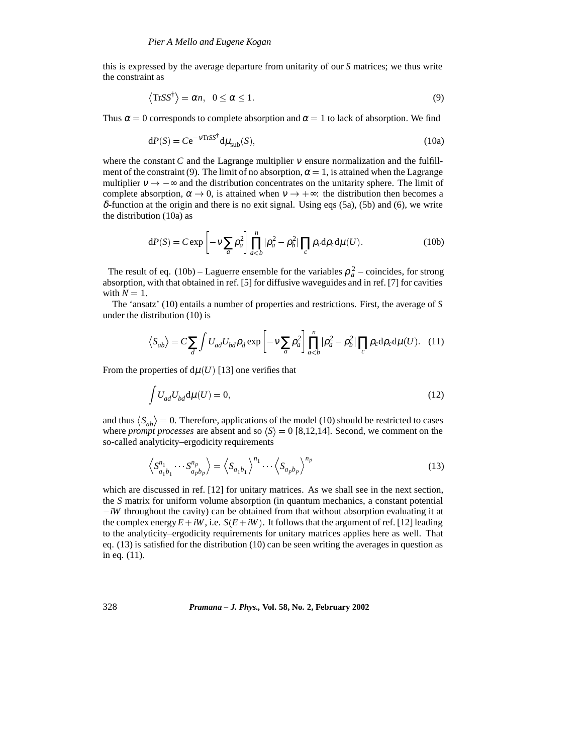this is expressed by the average departure from unitarity of our $S$ matrices; we thus write the constraint as

$$\left\langle \mathrm{Tr} SS^{\dagger} \right\rangle = \alpha n, \quad 0 \leq \alpha \leq 1. \tag{9}$$

Thus $\alpha = 0$ corresponds to complete absorption and $\alpha = 1$ to lack of absorption. We find

$$\mathrm{d}P(S) = C \mathrm{e}^{-\nu \mathrm{Tr} SS^{\dagger}} \mathrm{d}\mu_{\mathrm{sub}}(S), \tag{10a}$$

where the constant $C$ and the Lagrange multiplier $\nu$ ensure normalization and the fulfillment of the constraint (9). The limit of no absorption, $\alpha = 1$, is attained when the Lagrange multiplier $\nu \to -\infty$ and the distribution concentrates on the unitarity sphere. The limit of complete absorption, $\alpha \to 0$, is attained when $\nu \to +\infty$: the distribution then becomes a $\delta$-function at the origin and there is no exit signal. Using eqs (5a), (5b) and (6), we write the distribution (10a) as

$$\mathrm{d}P(S) = C \exp\left[-\nu \sum_a \rho_a^2\right] \prod_{a<b}^{n} |\rho_a^2 - \rho_b^2| \prod_c \rho_c \mathrm{d}\rho_c \mathrm{d}\mu(U). \tag{10b}$$

The result of eq. (10b) – Laguerre ensemble for the variables $\rho_a^2$ – coincides, for strong absorption, with that obtained in ref. [5] for diffusive waveguides and in ref. [7] for cavities with $N = 1$.

The 'ansatz' (10) entails a number of properties and restrictions. First, the average of $S$ under the distribution (10) is

$$\left\langle S_{ab} \right\rangle = C \sum_d \int U_{ad} U_{bd} \rho_d \exp\left[-\nu \sum_a \rho_a^2\right] \prod_{a<b}^{n} |\rho_a^2 - \rho_b^2| \prod_c \rho_c \mathrm{d}\rho_c \mathrm{d}\mu(U). \tag{11}$$

From the properties of $\mathrm{d}\mu(U)$ [13] one verifies that

$$\int U_{ad} U_{bd} \mathrm{d}\mu(U) = 0, \tag{12}$$

and thus $\left\langle S_{ab} \right\rangle = 0$. Therefore, applications of the model (10) should be restricted to cases where *prompt processes* are absent and so $\langle S \rangle = 0$ [8,12,14]. Second, we comment on the so-called analyticity–ergodicity requirements

$$\left\langle S_{a_1 b_1}^{n_1} \cdots S_{a_p b_p}^{n_p} \right\rangle = \left\langle S_{a_1 b_1} \right\rangle^{n_1} \cdots \left\langle S_{a_p b_p} \right\rangle^{n_p} \tag{13}$$

which are discussed in ref. [12] for unitary matrices. As we shall see in the next section, the $S$ matrix for uniform volume absorption (in quantum mechanics, a constant potential $-iW$ throughout the cavity) can be obtained from that without absorption evaluating it at the complex energy $E + iW$, i.e. $S(E + iW)$. It follows that the argument of ref. [12] leading to the analyticity–ergodicity requirements for unitary matrices applies here as well. That eq. (13) is satisfied for the distribution (10) can be seen writing the averages in question as in eq. (11).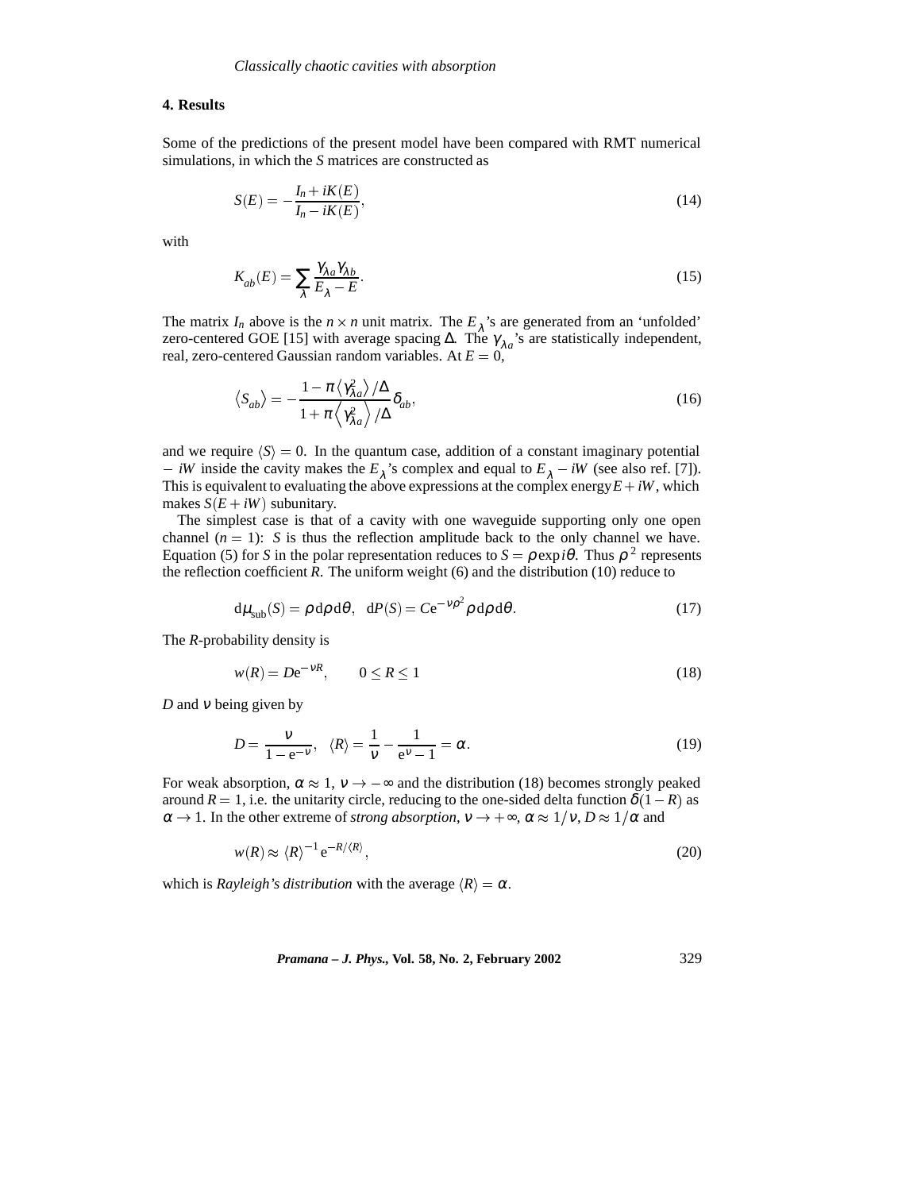## 4. Results

Some of the predictions of the present model have been compared with RMT numerical simulations, in which the $S$ matrices are constructed as

$$S(E) = -\frac{I_n + iK(E)}{I_n - iK(E)}, \tag{14}$$

with

$$K_{ab}(E) = \sum_{\lambda} \frac{\gamma_{\lambda a}\gamma_{\lambda b}}{E_{\lambda} - E}. \tag{15}$$

The matrix $I_n$ above is the $n \times n$ unit matrix. The $E_\lambda$'s are generated from an 'unfolded' zero-centered GOE [15] with average spacing $\Delta$. The $\gamma_{\lambda a}$'s are statistically independent, real, zero-centered Gaussian random variables. At $E = 0$,

$$\langle S_{ab} \rangle = -\frac{1 - \pi \langle \gamma_{\lambda a}^2 \rangle / \Delta}{1 + \pi \langle \gamma_{\lambda a}^2 \rangle / \Delta} \delta_{ab}, \tag{16}$$

and we require $\langle S \rangle = 0$. In the quantum case, addition of a constant imaginary potential $-iW$ inside the cavity makes the $E_\lambda$'s complex and equal to $E_\lambda - iW$ (see also ref. [7]). This is equivalent to evaluating the above expressions at the complex energy $E + iW$, which makes $S(E + iW)$ subunitary.

The simplest case is that of a cavity with one waveguide supporting only one open channel ($n = 1$): $S$ is thus the reflection amplitude back to the only channel we have. Equation (5) for $S$ in the polar representation reduces to $S = \rho \exp i\theta$. Thus $\rho^2$ represents the reflection coefficient $R$. The uniform weight (6) and the distribution (10) reduce to

$$\mathrm{d}\mu_{\mathrm{sub}}(S) = \rho \, \mathrm{d}\rho \, \mathrm{d}\theta, \quad \mathrm{d}P(S) = C \mathrm{e}^{-\nu \rho^2} \rho \, \mathrm{d}\rho \, \mathrm{d}\theta. \tag{17}$$

The $R$-probability density is

$$w(R) = D\mathrm{e}^{-\nu R}, \qquad 0 \leq R \leq 1 \tag{18}$$

$D$ and $\nu$ being given by

$$D = \frac{\nu}{1 - \mathrm{e}^{-\nu}}, \quad \langle R \rangle = \frac{1}{\nu} - \frac{1}{\mathrm{e}^{\nu} - 1} = \alpha. \tag{19}$$

For weak absorption, $\alpha \approx 1$, $\nu \to -\infty$ and the distribution (18) becomes strongly peaked around $R = 1$, i.e. the unitarity circle, reducing to the one-sided delta function $\delta(1 - R)$ as $\alpha \to 1$. In the other extreme of *strong absorption*, $\nu \to +\infty$, $\alpha \approx 1/\nu$, $D \approx 1/\alpha$ and

$$w(R) \approx \langle R \rangle^{-1} \mathrm{e}^{-R/\langle R \rangle}, \tag{20}$$

which is *Rayleigh's distribution* with the average $\langle R \rangle = \alpha$.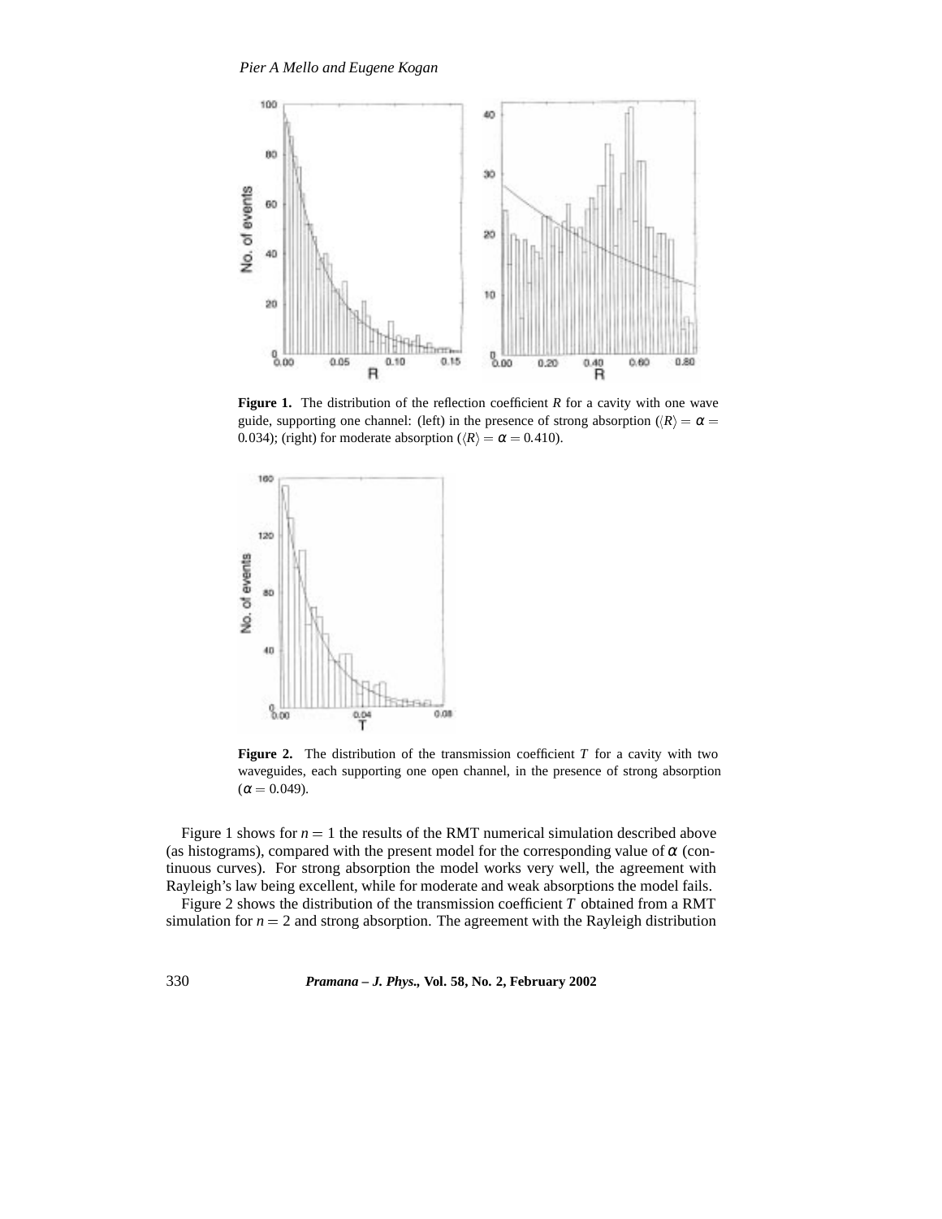**Figure 1.** The distribution of the reflection coefficient $R$ for a cavity with one wave guide, supporting one channel: (left) in the presence of strong absorption ($\langle R \rangle = \alpha = 0.034$); (right) for moderate absorption ($\langle R \rangle = \alpha = 0.410$).

**Figure 2.** The distribution of the transmission coefficient $T$ for a cavity with two waveguides, each supporting one open channel, in the presence of strong absorption ($\alpha = 0.049$).

Figure 1 shows for $n = 1$ the results of the RMT numerical simulation described above (as histograms), compared with the present model for the corresponding value of $\alpha$ (continuous curves). For strong absorption the model works very well, the agreement with Rayleigh's law being excellent, while for moderate and weak absorptions the model fails.

Figure 2 shows the distribution of the transmission coefficient $T$ obtained from a RMT simulation for $n = 2$ and strong absorption. The agreement with the Rayleigh distribution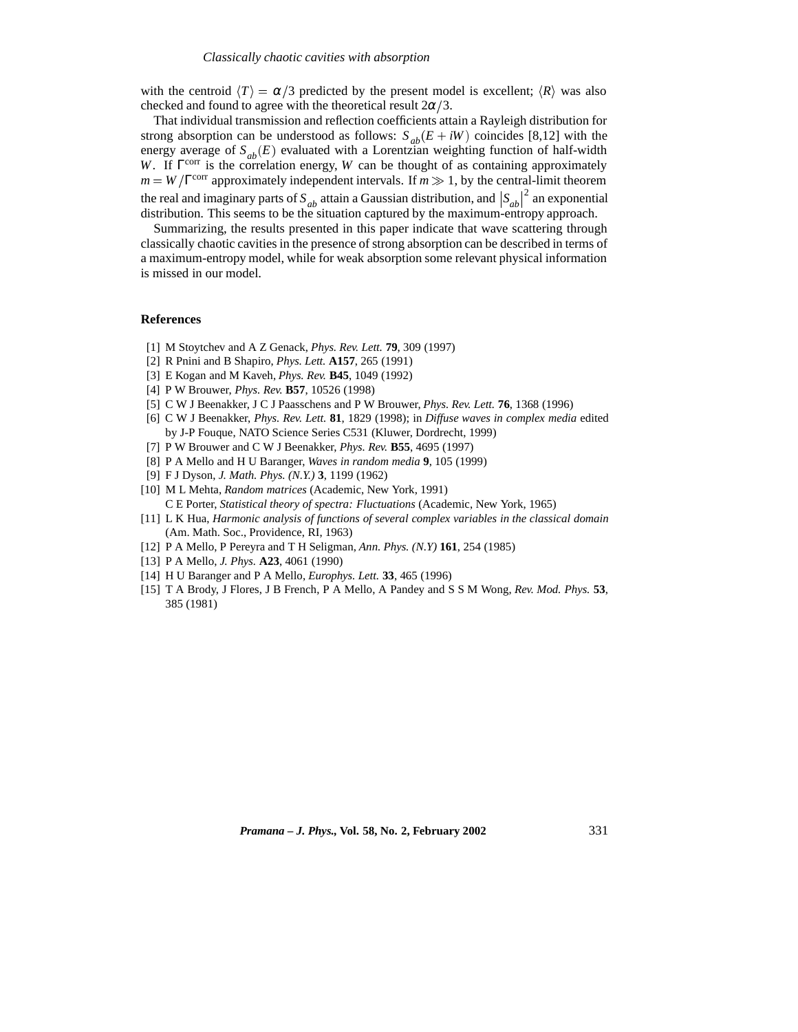with the centroid $\langle T \rangle = \alpha/3$ predicted by the present model is excellent; $\langle R \rangle$ was also checked and found to agree with the theoretical result $2\alpha/3$.

That individual transmission and reflection coefficients attain a Rayleigh distribution for strong absorption can be understood as follows: $S_{ab}(E + iW)$ coincides [8,12] with the energy average of $S_{ab}(E)$ evaluated with a Lorentzian weighting function of half-width $W$. If $\Gamma^{\rm corr}$ is the correlation energy, $W$ can be thought of as containing approximately $m = W/\Gamma^{\rm corr}$ approximately independent intervals. If $m \gg 1$, by the central-limit theorem the real and imaginary parts of $S_{ab}$ attain a Gaussian distribution, and $|S_{ab}|^2$ an exponential distribution. This seems to be the situation captured by the maximum-entropy approach.

Summarizing, the results presented in this paper indicate that wave scattering through classically chaotic cavities in the presence of strong absorption can be described in terms of a maximum-entropy model, while for weak absorption some relevant physical information is missed in our model.

## References

[1] M Stoytchev and A Z Genack, *Phys. Rev. Lett.* **79**, 309 (1997)
[2] R Pnini and B Shapiro, *Phys. Lett.* **A157**, 265 (1991)
[3] E Kogan and M Kaveh, *Phys. Rev.* **B45**, 1049 (1992)
[4] P W Brouwer, *Phys. Rev.* **B57**, 10526 (1998)
[5] C W J Beenakker, J C J Paasschens and P W Brouwer, *Phys. Rev. Lett.* **76**, 1368 (1996)
[6] C W J Beenakker, *Phys. Rev. Lett.* **81**, 1829 (1998); in *Diffuse waves in complex media* edited by J-P Fouque, NATO Science Series C531 (Kluwer, Dordrecht, 1999)
[7] P W Brouwer and C W J Beenakker, *Phys. Rev.* **B55**, 4695 (1997)
[8] P A Mello and H U Baranger, *Waves in random media* **9**, 105 (1999)
[9] F J Dyson, *J. Math. Phys. (N.Y.)* **3**, 1199 (1962)
[10] M L Mehta, *Random matrices* (Academic, New York, 1991)
C E Porter, *Statistical theory of spectra: Fluctuations* (Academic, New York, 1965)
[11] L K Hua, *Harmonic analysis of functions of several complex variables in the classical domain* (Am. Math. Soc., Providence, RI, 1963)
[12] P A Mello, P Pereyra and T H Seligman, *Ann. Phys. (N.Y)* **161**, 254 (1985)
[13] P A Mello, *J. Phys.* **A23**, 4061 (1990)
[14] H U Baranger and P A Mello, *Europhys. Lett.* **33**, 465 (1996)
[15] T A Brody, J Flores, J B French, P A Mello, A Pandey and S S M Wong, *Rev. Mod. Phys.* **53**, 385 (1981)